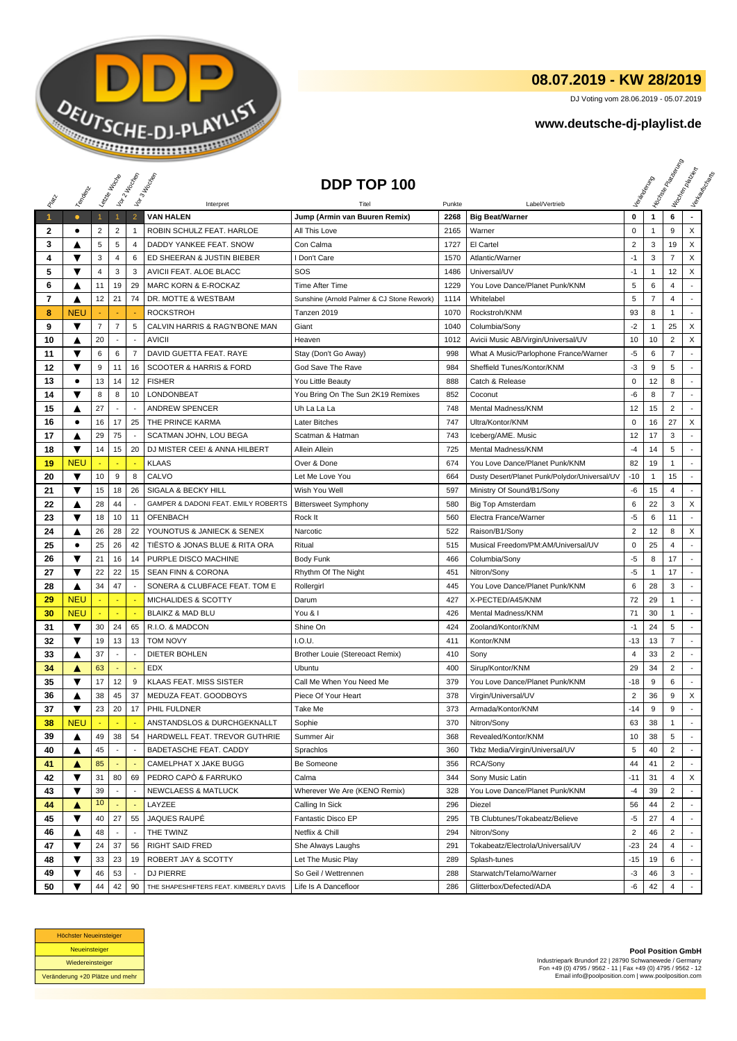# 08.07.2019 - KW 28/2019

DJ Voting vom 28.06.2019 - 05.07.2019

**www.deutsche-dj-playlist.de**

## DDP TOP 100

| Platz | Tendenz | Letzte Woche | Vor 2 Wochen | Vor 3 Wochen | Interpret | Titel | Punkte | Label/Vertrieb | Veränderung | Höchste Platzierung | Wochen platziert | Verkaufscharts |
|---|---|---|---|---|---|---|---|---|---|---|---|---|
| 1 | ● | 1 | 1 | 2 | **VAN HALEN** | **Jump (Armin van Buuren Remix)** | **2268** | **Big Beat/Warner** | **0** | **1** | **6** | **-** |
| 2 | ● | 2 | 2 | 1 | ROBIN SCHULZ FEAT. HARLOE | All This Love | 2165 | Warner | 0 | 1 | 9 | X |
| 3 | ▲ | 5 | 5 | 4 | DADDY YANKEE FEAT. SNOW | Con Calma | 1727 | El Cartel | 2 | 3 | 19 | X |
| 4 | ▼ | 3 | 4 | 6 | ED SHEERAN & JUSTIN BIEBER | I Don't Care | 1570 | Atlantic/Warner | -1 | 3 | 7 | X |
| 5 | ▼ | 4 | 3 | 3 | AVICII FEAT. ALOE BLACC | SOS | 1486 | Universal/UV | -1 | 1 | 12 | X |
| 6 | ▲ | 11 | 19 | 29 | MARC KORN & E-ROCKAZ | Time After Time | 1229 | You Love Dance/Planet Punk/KNM | 5 | 6 | 4 | - |
| 7 | ▲ | 12 | 21 | 74 | DR. MOTTE & WESTBAM | Sunshine (Arnold Palmer & CJ Stone Rework) | 1114 | Whitelabel | 5 | 7 | 4 | - |
| 8 | NEU | - | - | - | ROCKSTROH | Tanzen 2019 | 1070 | Rockstroh/KNM | 93 | 8 | 1 | - |
| 9 | ▼ | 7 | 7 | 5 | CALVIN HARRIS & RAG'N'BONE MAN | Giant | 1040 | Columbia/Sony | -2 | 1 | 25 | X |
| 10 | ▲ | 20 | - | - | AVICII | Heaven | 1012 | Avicii Music AB/Virgin/Universal/UV | 10 | 10 | 2 | X |
| 11 | ▼ | 6 | 6 | 7 | DAVID GUETTA FEAT. RAYE | Stay (Don't Go Away) | 998 | What A Music/Parlophone France/Warner | -5 | 6 | 7 | - |
| 12 | ▼ | 9 | 11 | 16 | SCOOTER & HARRIS & FORD | God Save The Rave | 984 | Sheffield Tunes/Kontor/KNM | -3 | 9 | 5 | - |
| 13 | ● | 13 | 14 | 12 | FISHER | You Little Beauty | 888 | Catch & Release | 0 | 12 | 8 | - |
| 14 | ▼ | 8 | 8 | 10 | LONDONBEAT | You Bring On The Sun 2K19 Remixes | 852 | Coconut | -6 | 8 | 7 | - |
| 15 | ▲ | 27 | - | - | ANDREW SPENCER | Uh La La La | 748 | Mental Madness/KNM | 12 | 15 | 2 | - |
| 16 | ● | 16 | 17 | 25 | THE PRINCE KARMA | Later Bitches | 747 | Ultra/Kontor/KNM | 0 | 16 | 27 | X |
| 17 | ▲ | 29 | 75 | - | SCATMAN JOHN, LOU BEGA | Scatman & Hatman | 743 | Iceberg/AME. Music | 12 | 17 | 3 | - |
| 18 | ▼ | 14 | 15 | 20 | DJ MISTER CEE! & ANNA HILBERT | Allein Allein | 725 | Mental Madness/KNM | -4 | 14 | 5 | - |
| 19 | NEU | - | - | - | KLAAS | Over & Done | 674 | You Love Dance/Planet Punk/KNM | 82 | 19 | 1 | - |
| 20 | ▼ | 10 | 9 | 8 | CALVO | Let Me Love You | 664 | Dusty Desert/Planet Punk/Polydor/Universal/UV | -10 | 1 | 15 | - |
| 21 | ▼ | 15 | 18 | 26 | SIGALA & BECKY HILL | Wish You Well | 597 | Ministry Of Sound/B1/Sony | -6 | 15 | 4 | - |
| 22 | ▲ | 28 | 44 | - | GAMPER & DADONI FEAT. EMILY ROBERTS | Bittersweet Symphony | 580 | Big Top Amsterdam | 6 | 22 | 3 | X |
| 23 | ▼ | 18 | 10 | 11 | OFENBACH | Rock It | 560 | Electra France/Warner | -5 | 6 | 11 | - |
| 24 | ▲ | 26 | 28 | 22 | YOUNOTUS & JANIECK & SENEX | Narcotic | 522 | Raison/B1/Sony | 2 | 12 | 8 | X |
| 25 | ● | 25 | 26 | 42 | TIËSTO & JONAS BLUE & RITA ORA | Ritual | 515 | Musical Freedom/PM:AM/Universal/UV | 0 | 25 | 4 | - |
| 26 | ▼ | 21 | 16 | 14 | PURPLE DISCO MACHINE | Body Funk | 466 | Columbia/Sony | -5 | 8 | 17 | - |
| 27 | ▼ | 22 | 22 | 15 | SEAN FINN & CORONA | Rhythm Of The Night | 451 | Nitron/Sony | -5 | 1 | 17 | - |
| 28 | ▲ | 34 | 47 | - | SONERA & CLUBFACE FEAT. TOM E | Rollergirl | 445 | You Love Dance/Planet Punk/KNM | 6 | 28 | 3 | - |
| 29 | NEU | - | - | - | MICHALIDES & SCOTTY | Darum | 427 | X-PECTED/A45/KNM | 72 | 29 | 1 | - |
| 30 | NEU | - | - | - | BLAIKZ & MAD BLU | You & I | 426 | Mental Madness/KNM | 71 | 30 | 1 | - |
| 31 | ▼ | 30 | 24 | 65 | R.I.O. & MADCON | Shine On | 424 | Zooland/Kontor/KNM | -1 | 24 | 5 | - |
| 32 | ▼ | 19 | 13 | 13 | TOM NOVY | I.O.U. | 411 | Kontor/KNM | -13 | 13 | 7 | - |
| 33 | ▲ | 37 | - | - | DIETER BOHLEN | Brother Louie (Stereoact Remix) | 410 | Sony | 4 | 33 | 2 | - |
| 34 | ▲ | 63 | - | - | EDX | Ubuntu | 400 | Sirup/Kontor/KNM | 29 | 34 | 2 | - |
| 35 | ▼ | 17 | 12 | 9 | KLAAS FEAT. MISS SISTER | Call Me When You Need Me | 379 | You Love Dance/Planet Punk/KNM | -18 | 9 | 6 | - |
| 36 | ▲ | 38 | 45 | 37 | MEDUZA FEAT. GOODBOYS | Piece Of Your Heart | 378 | Virgin/Universal/UV | 2 | 36 | 9 | X |
| 37 | ▼ | 23 | 20 | 17 | PHIL FULDNER | Take Me | 373 | Armada/Kontor/KNM | -14 | 9 | 9 | - |
| 38 | NEU | - | - | - | ANSTANDSLOS & DURCHGEKNALLT | Sophie | 370 | Nitron/Sony | 63 | 38 | 1 | - |
| 39 | ▲ | 49 | 38 | 54 | HARDWELL FEAT. TREVOR GUTHRIE | Summer Air | 368 | Revealed/Kontor/KNM | 10 | 38 | 5 | - |
| 40 | ▲ | 45 | - | - | BADETASCHE FEAT. CADDY | Sprachlos | 360 | Tkbz Media/Virgin/Universal/UV | 5 | 40 | 2 | - |
| 41 | ▲ | 85 | - | - | CAMELPHAT X JAKE BUGG | Be Someone | 356 | RCA/Sony | 44 | 41 | 2 | - |
| 42 | ▼ | 31 | 80 | 69 | PEDRO CAPÒ & FARRUKO | Calma | 344 | Sony Music Latin | -11 | 31 | 4 | X |
| 43 | ▼ | 39 | - | - | NEWCLAESS & MATLUCK | Wherever We Are (KENO Remix) | 328 | You Love Dance/Planet Punk/KNM | -4 | 39 | 2 | - |
| 44 | ▲ | 10 | - | - | LAYZEE | Calling In Sick | 296 | Diezel | 56 | 44 | 2 | - |
| 45 | ▼ | 40 | 27 | 55 | JAQUES RAUPÉ | Fantastic Disco EP | 295 | TB Clubtunes/Tokabeatz/Believe | -5 | 27 | 4 | - |
| 46 | ▲ | 48 | - | - | THE TWINZ | Netflix & Chill | 294 | Nitron/Sony | 2 | 46 | 2 | - |
| 47 | ▼ | 24 | 37 | 56 | RIGHT SAID FRED | She Always Laughs | 291 | Tokabeatz/Electrola/Universal/UV | -23 | 24 | 4 | - |
| 48 | ▼ | 33 | 23 | 19 | ROBERT JAY & SCOTTY | Let The Music Play | 289 | Splash-tunes | -15 | 19 | 6 | - |
| 49 | ▼ | 46 | 53 | - | DJ PIERRE | So Geil / Wettrennen | 288 | Starwatch/Telamo/Warner | -3 | 46 | 3 | - |
| 50 | ▼ | 44 | 42 | 90 | THE SHAPESHIFTERS FEAT. KIMBERLY DAVIS | Life Is A Dancefloor | 286 | Glitterbox/Defected/ADA | -6 | 42 | 4 | - |

| |
|---|
| Höchster Neueinsteiger |
| Neueinsteiger |
| Wiedereinsteiger |
| Veränderung +20 Plätze und mehr |

**Pool Position GmbH**
Industriepark Brundorf 22 | 28790 Schwanewede / Germany
Fon +49 (0) 4795 / 9562 - 11 | Fax +49 (0) 4795 / 9562 - 12
Email info@poolposition.com | www.poolposition.com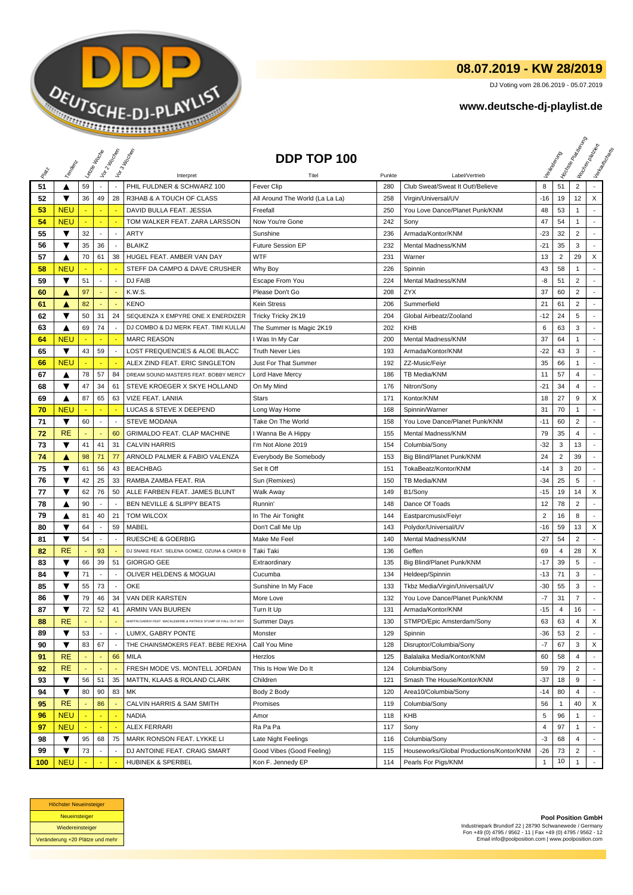## 08.07.2019 - KW 28/2019

DJ Voting vom 28.06.2019 - 05.07.2019

**www.deutsche-dj-playlist.de**

# DDP TOP 100

| Platz | Tendenz | Letzte Woche | Vor 2 Wochen | Vor 3 Wochen | Interpret | Titel | Punkte | Label/Vertrieb | Veränderung | Höchste Platzierung | Wochen platziert | Verkaufscharts |
|---|---|---|---|---|---|---|---|---|---|---|---|---|
| 51 | ▲ | 59 | - | - | PHIL FULDNER & SCHWARZ 100 | Fever Clip | 280 | Club Sweat/Sweat It Out!/Believe | 8 | 51 | 2 | - |
| 52 | ▼ | 36 | 49 | 28 | R3HAB & A TOUCH OF CLASS | All Around The World (La La La) | 258 | Virgin/Universal/UV | -16 | 19 | 12 | X |
| 53 | NEU | - | - | - | DAVID BULLA FEAT. JESSIA | Freefall | 250 | You Love Dance/Planet Punk/KNM | 48 | 53 | 1 | - |
| 54 | NEU | - | - | - | TOM WALKER FEAT. ZARA LARSSON | Now You're Gone | 242 | Sony | 47 | 54 | 1 | - |
| 55 | ▼ | 32 | - | - | ARTY | Sunshine | 236 | Armada/Kontor/KNM | -23 | 32 | 2 | - |
| 56 | ▼ | 35 | 36 | - | BLAIKZ | Future Session EP | 232 | Mental Madness/KNM | -21 | 35 | 3 | - |
| 57 | ▲ | 70 | 61 | 38 | HUGEL FEAT. AMBER VAN DAY | WTF | 231 | Warner | 13 | 2 | 29 | X |
| 58 | NEU | - | - | - | STEFF DA CAMPO & DAVE CRUSHER | Why Boy | 226 | Spinnin | 43 | 58 | 1 | - |
| 59 | ▼ | 51 | - | - | DJ FAIB | Escape From You | 224 | Mental Madness/KNM | -8 | 51 | 2 | - |
| 60 | ▲ | 97 | - | - | K.W.S. | Please Don't Go | 208 | ZYX | 37 | 60 | 2 | - |
| 61 | ▲ | 82 | - | - | KENO | Kein Stress | 206 | Summerfield | 21 | 61 | 2 | - |
| 62 | ▼ | 50 | 31 | 24 | SEQUENZA X EMPYRE ONE X ENERDIZER | Tricky Tricky 2K19 | 204 | Global Airbeatz/Zooland | -12 | 24 | 5 | - |
| 63 | ▲ | 69 | 74 | - | DJ COMBO & DJ MERK FEAT. TIMI KULLAI | The Summer Is Magic 2K19 | 202 | KHB | 6 | 63 | 3 | - |
| 64 | NEU | - | - | - | MARC REASON | I Was In My Car | 200 | Mental Madness/KNM | 37 | 64 | 1 | - |
| 65 | ▼ | 43 | 59 | - | LOST FREQUENCIES & ALOE BLACC | Truth Never Lies | 193 | Armada/Kontor/KNM | -22 | 43 | 3 | - |
| 66 | NEU | - | - | - | ALEX ZIND FEAT. ERIC SINGLETON | Just For That Summer | 192 | ZZ-Music/Feiyr | 35 | 66 | 1 | - |
| 67 | ▲ | 78 | 57 | 84 | DREAM SOUND MASTERS FEAT. BOBBY MERCY | Lord Have Mercy | 186 | TB Media/KNM | 11 | 57 | 4 | - |
| 68 | ▼ | 47 | 34 | 61 | STEVE KROEGER X SKYE HOLLAND | On My Mind | 176 | Nitron/Sony | -21 | 34 | 4 | - |
| 69 | ▲ | 87 | 65 | 63 | VIZE FEAT. LANIIA | Stars | 171 | Kontor/KNM | 18 | 27 | 9 | X |
| 70 | NEU | - | - | - | LUCAS & STEVE X DEEPEND | Long Way Home | 168 | Spinnin/Warner | 31 | 70 | 1 | - |
| 71 | ▼ | 60 | - | - | STEVE MODANA | Take On The World | 158 | You Love Dance/Planet Punk/KNM | -11 | 60 | 2 | - |
| 72 | RE | - | - | 60 | GRIMALDO FEAT. CLAP MACHINE | I Wanna Be A Hippy | 155 | Mental Madness/KNM | 79 | 35 | 4 | - |
| 73 | ▼ | 41 | 41 | 31 | CALVIN HARRIS | I'm Not Alone 2019 | 154 | Columbia/Sony | -32 | 3 | 13 | - |
| 74 | ▲ | 98 | 71 | 77 | ARNOLD PALMER & FABIO VALENZA | Everybody Be Somebody | 153 | Big Blind/Planet Punk/KNM | 24 | 2 | 39 | - |
| 75 | ▼ | 61 | 56 | 43 | BEACHBAG | Set It Off | 151 | TokaBeatz/Kontor/KNM | -14 | 3 | 20 | - |
| 76 | ▼ | 42 | 25 | 33 | RAMBA ZAMBA FEAT. RIA | Sun (Remixes) | 150 | TB Media/KNM | -34 | 25 | 5 | - |
| 77 | ▼ | 62 | 76 | 50 | ALLE FARBEN FEAT. JAMES BLUNT | Walk Away | 149 | B1/Sony | -15 | 19 | 14 | X |
| 78 | ▲ | 90 | - | - | BEN NEVILLE & SLIPPY BEATS | Runnin' | 148 | Dance Of Toads | 12 | 78 | 2 | - |
| 79 | ▲ | 81 | 40 | 21 | TOM WILCOX | In The Air Tonight | 144 | Eastparcmusix/Feiyr | 2 | 16 | 8 | - |
| 80 | ▼ | 64 | - | 59 | MABEL | Don't Call Me Up | 143 | Polydor/Universal/UV | -16 | 59 | 13 | X |
| 81 | ▼ | 54 | - | - | RUESCHE & GOERBIG | Make Me Feel | 140 | Mental Madness/KNM | -27 | 54 | 2 | - |
| 82 | RE | - | 93 | - | DJ SNAKE FEAT. SELENA GOMEZ, OZUNA & CARDI B | Taki Taki | 136 | Geffen | 69 | 4 | 28 | X |
| 83 | ▼ | 66 | 39 | 51 | GIORGIO GEE | Extraordinary | 135 | Big Blind/Planet Punk/KNM | -17 | 39 | 5 | - |
| 84 | ▼ | 71 | - | - | OLIVER HELDENS & MOGUAI | Cucumba | 134 | Heldeep/Spinnin | -13 | 71 | 3 | - |
| 85 | ▼ | 55 | 73 | - | OKE | Sunshine In My Face | 133 | Tkbz Media/Virgin/Universal/UV | -30 | 55 | 3 | - |
| 86 | ▼ | 79 | 46 | 34 | VAN DER KARSTEN | More Love | 132 | You Love Dance/Planet Punk/KNM | -7 | 31 | 7 | - |
| 87 | ▼ | 72 | 52 | 41 | ARMIN VAN BUUREN | Turn It Up | 131 | Armada/Kontor/KNM | -15 | 4 | 16 | - |
| 88 | RE | - | - | - | MARTIN GARRIX FEAT. MACKLEMORE & PATRICK STUMP OF FALL OUT BOY | Summer Days | 130 | STMPD/Epic Amsterdam/Sony | 63 | 63 | 4 | X |
| 89 | ▼ | 53 | - | - | LUM!X, GABRY PONTE | Monster | 129 | Spinnin | -36 | 53 | 2 | - |
| 90 | ▼ | 83 | 67 | - | THE CHAINSMOKERS FEAT. BEBE REXHA | Call You Mine | 128 | Disruptor/Columbia/Sony | -7 | 67 | 3 | X |
| 91 | RE | - | - | 66 | MILA | Herzlos | 125 | Balalaika Media/Kontor/KNM | 60 | 58 | 4 | - |
| 92 | RE | - | - | - | FRESH MODE VS. MONTELL JORDAN | This Is How We Do It | 124 | Columbia/Sony | 59 | 79 | 2 | - |
| 93 | ▼ | 56 | 51 | 35 | MATTN, KLAAS & ROLAND CLARK | Children | 121 | Smash The House/Kontor/KNM | -37 | 18 | 9 | - |
| 94 | ▼ | 80 | 90 | 83 | MK | Body 2 Body | 120 | Area10/Columbia/Sony | -14 | 80 | 4 | - |
| 95 | RE | - | 86 | - | CALVIN HARRIS & SAM SMITH | Promises | 119 | Columbia/Sony | 56 | 1 | 40 | X |
| 96 | NEU | - | - | - | NADIA | Amor | 118 | KHB | 5 | 96 | 1 | - |
| 97 | NEU | - | - | - | ALEX FERRARI | Ra Pa Pa | 117 | Sony | 4 | 97 | 1 | - |
| 98 | ▼ | 95 | 68 | 75 | MARK RONSON FEAT. LYKKE LI | Late Night Feelings | 116 | Columbia/Sony | -3 | 68 | 4 | - |
| 99 | ▼ | 73 | - | - | DJ ANTOINE FEAT. CRAIG SMART | Good Vibes (Good Feeling) | 115 | Houseworks/Global Productions/Kontor/KNM | -26 | 73 | 2 | - |
| 100 | NEU | - | - | - | HUBINEK & SPERBEL | Kon F. Jennedy EP | 114 | Pearls For Pigs/KNM | 1 | 10 | 1 | - |

Höchster Neueinsteiger
Neueinsteiger
Wiedereinsteiger
Veränderung +20 Plätze und mehr

**Pool Position GmbH**
Industriepark Brundorf 22 | 28790 Schwanewede / Germany
Fon +49 (0) 4795 / 9562 - 11 | Fax +49 (0) 4795 / 9562 - 12
Email info@poolposition.com | www.poolposition.com